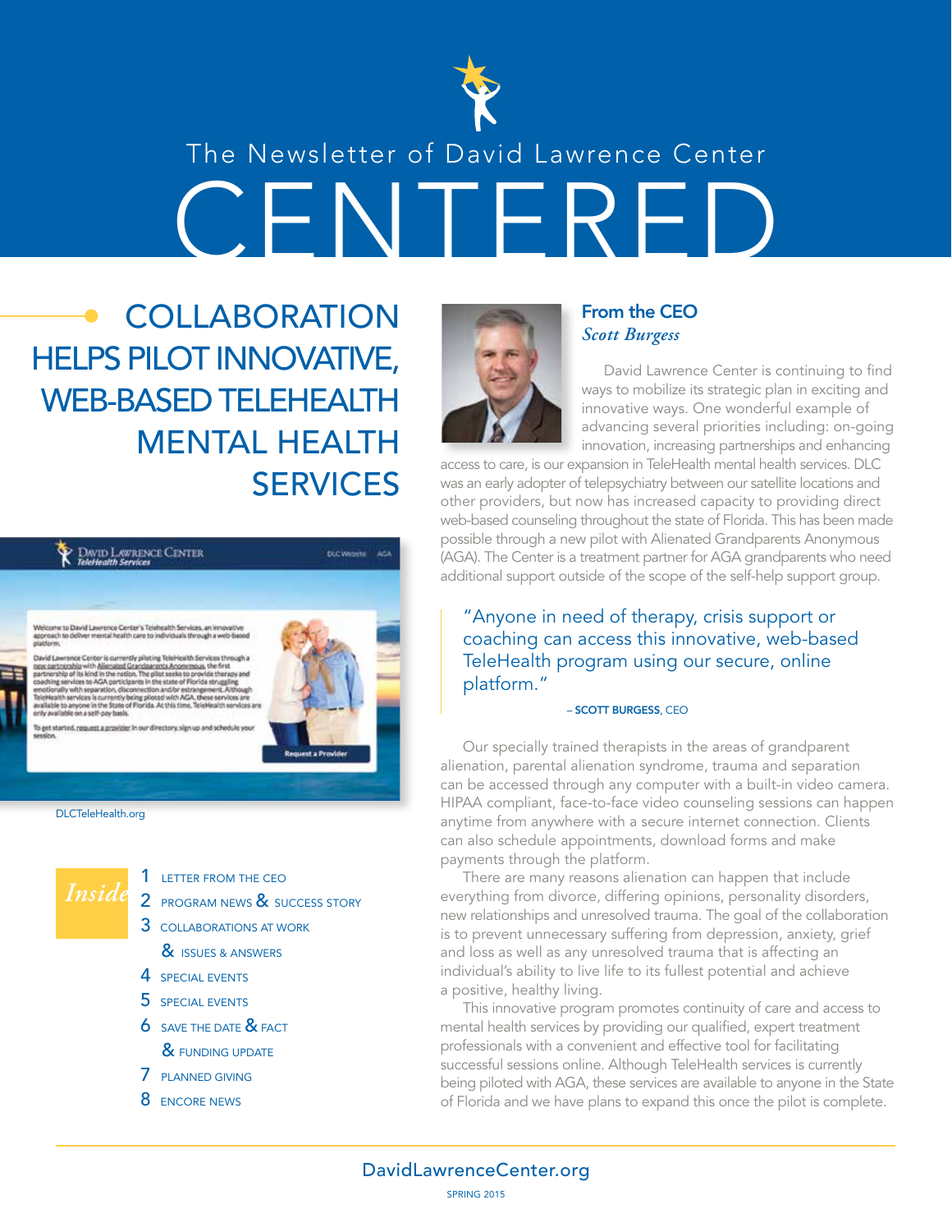The Newsletter of David Lawrence Center

# CENTERED

## COLLABORATION HELPS PILOT INNOVATIVE, WEB-BASED TELEHEALTH MENTAL HEALTH SERVICES

DLCTeleHealth.org

**Inside**

1 LETTER FROM THE CEO
2 PROGRAM NEWS & SUCCESS STORY
3 COLLABORATIONS AT WORK
& ISSUES & ANSWERS
4 SPECIAL EVENTS
5 SPECIAL EVENTS
6 SAVE THE DATE & FACT
& FUNDING UPDATE
7 PLANNED GIVING
8 ENCORE NEWS

### From the CEO

*Scott Burgess*

David Lawrence Center is continuing to find ways to mobilize its strategic plan in exciting and innovative ways. One wonderful example of advancing several priorities including: on-going innovation, increasing partnerships and enhancing access to care, is our expansion in TeleHealth mental health services. DLC was an early adopter of telepsychiatry between our satellite locations and other providers, but now has increased capacity to providing direct web-based counseling throughout the state of Florida. This has been made possible through a new pilot with Alienated Grandparents Anonymous (AGA). The Center is a treatment partner for AGA grandparents who need additional support outside of the scope of the self-help support group.

> "Anyone in need of therapy, crisis support or coaching can access this innovative, web-based TeleHealth program using our secure, online platform."
>
> – **SCOTT BURGESS**, CEO

Our specially trained therapists in the areas of grandparent alienation, parental alienation syndrome, trauma and separation can be accessed through any computer with a built-in video camera. HIPAA compliant, face-to-face video counseling sessions can happen anytime from anywhere with a secure internet connection. Clients can also schedule appointments, download forms and make payments through the platform.

There are many reasons alienation can happen that include everything from divorce, differing opinions, personality disorders, new relationships and unresolved trauma. The goal of the collaboration is to prevent unnecessary suffering from depression, anxiety, grief and loss as well as any unresolved trauma that is affecting an individual's ability to live life to its fullest potential and achieve a positive, healthy living.

This innovative program promotes continuity of care and access to mental health services by providing our qualified, expert treatment professionals with a convenient and effective tool for facilitating successful sessions online. Although TeleHealth services is currently being piloted with AGA, these services are available to anyone in the State of Florida and we have plans to expand this once the pilot is complete.

DavidLawrenceCenter.org

SPRING 2015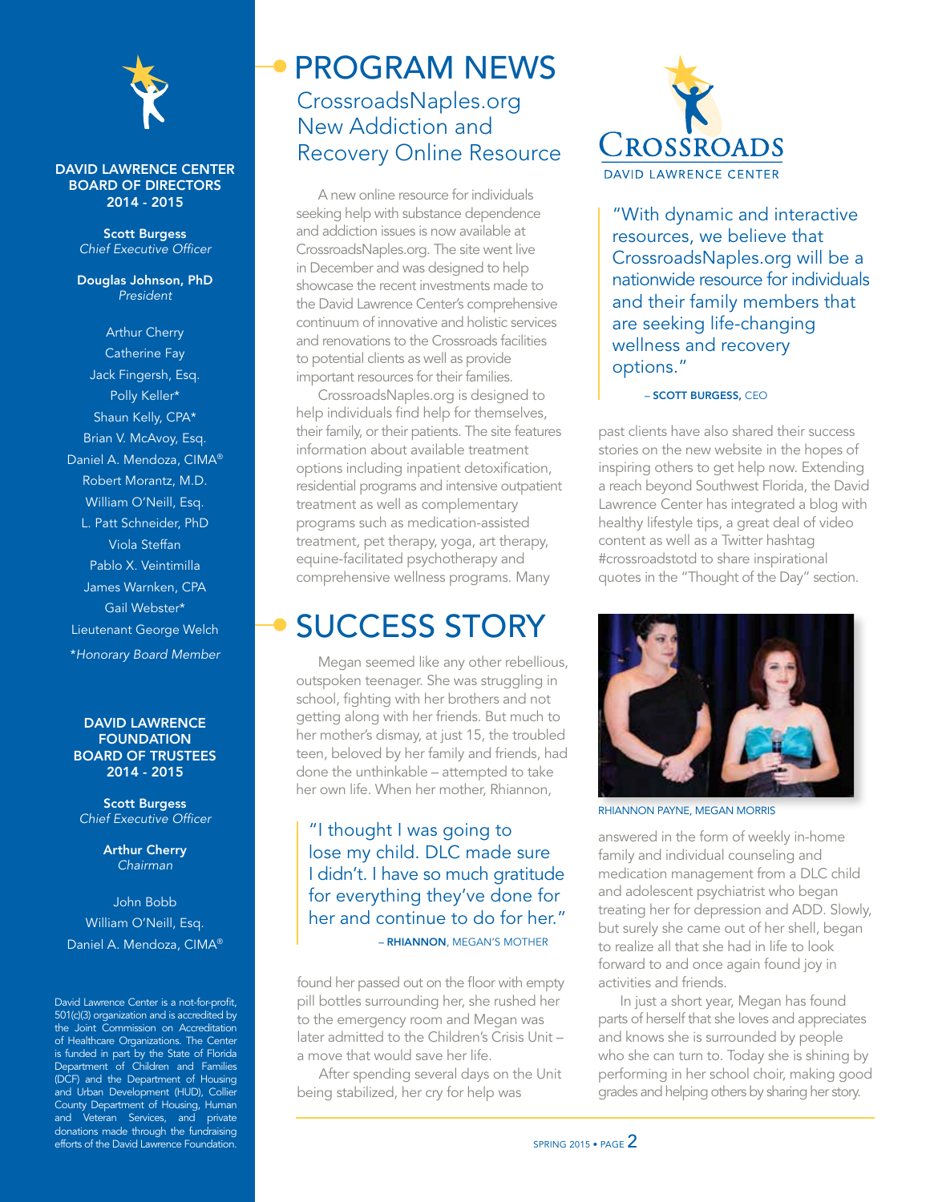**DAVID LAWRENCE CENTER BOARD OF DIRECTORS 2014 - 2015**

**Scott Burgess**
*Chief Executive Officer*

**Douglas Johnson, PhD**
*President*

Arthur Cherry
Catherine Fay
Jack Fingersh, Esq.
Polly Keller*
Shaun Kelly, CPA*
Brian V. McAvoy, Esq.
Daniel A. Mendoza, CIMA®
Robert Morantz, M.D.
William O'Neill, Esq.
L. Patt Schneider, PhD
Viola Steffan
Pablo X. Veintimilla
James Warnken, CPA
Gail Webster*
Lieutenant George Welch
*\*Honorary Board Member*

**DAVID LAWRENCE FOUNDATION BOARD OF TRUSTEES 2014 - 2015**

**Scott Burgess**
*Chief Executive Officer*

**Arthur Cherry**
*Chairman*

John Bobb
William O'Neill, Esq.
Daniel A. Mendoza, CIMA®

David Lawrence Center is a not-for-profit, 501(c)(3) organization and is accredited by the Joint Commission on Accreditation of Healthcare Organizations. The Center is funded in part by the State of Florida Department of Children and Families (DCF) and the Department of Housing and Urban Development (HUD), Collier County Department of Housing, Human and Veteran Services, and private donations made through the fundraising efforts of the David Lawrence Foundation.

# PROGRAM NEWS

## CrossroadsNaples.org New Addiction and Recovery Online Resource

A new online resource for individuals seeking help with substance dependence and addiction issues is now available at CrossroadsNaples.org. The site went live in December and was designed to help showcase the recent investments made to the David Lawrence Center's comprehensive continuum of innovative and holistic services and renovations to the Crossroads facilities to potential clients as well as provide important resources for their families.

CrossroadsNaples.org is designed to help individuals find help for themselves, their family, or their patients. The site features information about available treatment options including inpatient detoxification, residential programs and intensive outpatient treatment as well as complementary programs such as medication-assisted treatment, pet therapy, yoga, art therapy, equine-facilitated psychotherapy and comprehensive wellness programs. Many past clients have also shared their success stories on the new website in the hopes of inspiring others to get help now. Extending a reach beyond Southwest Florida, the David Lawrence Center has integrated a blog with healthy lifestyle tips, a great deal of video content as well as a Twitter hashtag #crossroadstotd to share inspirational quotes in the "Thought of the Day" section.

CROSSROADS
DAVID LAWRENCE CENTER

> "With dynamic and interactive resources, we believe that CrossroadsNaples.org will be a nationwide resource for individuals and their family members that are seeking life-changing wellness and recovery options."
>
> – **SCOTT BURGESS,** CEO

# SUCCESS STORY

Megan seemed like any other rebellious, outspoken teenager. She was struggling in school, fighting with her brothers and not getting along with her friends. But much to her mother's dismay, at just 15, the troubled teen, beloved by her family and friends, had done the unthinkable – attempted to take her own life. When her mother, Rhiannon, found her passed out on the floor with empty pill bottles surrounding her, she rushed her to the emergency room and Megan was later admitted to the Children's Crisis Unit – a move that would save her life.

> "I thought I was going to lose my child. DLC made sure I didn't. I have so much gratitude for everything they've done for her and continue to do for her."
>
> – **RHIANNON**, MEGAN'S MOTHER

After spending several days on the Unit being stabilized, her cry for help was answered in the form of weekly in-home family and individual counseling and medication management from a DLC child and adolescent psychiatrist who began treating her for depression and ADD. Slowly, but surely she came out of her shell, began to realize all that she had in life to look forward to and once again found joy in activities and friends.

RHIANNON PAYNE, MEGAN MORRIS

In just a short year, Megan has found parts of herself that she loves and appreciates and knows she is surrounded by people who she can turn to. Today she is shining by performing in her school choir, making good grades and helping others by sharing her story.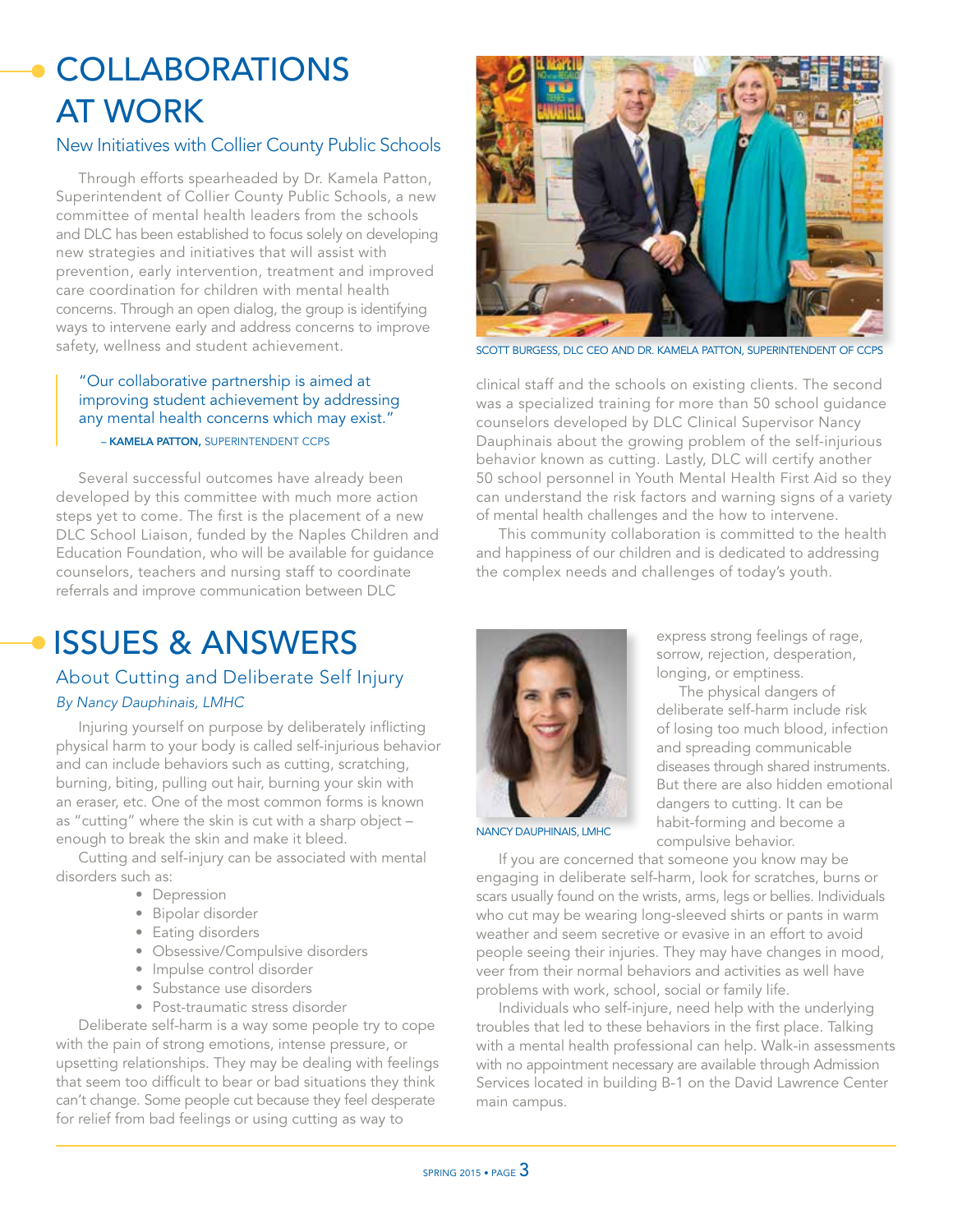# COLLABORATIONS AT WORK

## New Initiatives with Collier County Public Schools

Through efforts spearheaded by Dr. Kamela Patton, Superintendent of Collier County Public Schools, a new committee of mental health leaders from the schools and DLC has been established to focus solely on developing new strategies and initiatives that will assist with prevention, early intervention, treatment and improved care coordination for children with mental health concerns. Through an open dialog, the group is identifying ways to intervene early and address concerns to improve safety, wellness and student achievement.

> "Our collaborative partnership is aimed at improving student achievement by addressing any mental health concerns which may exist."
>
> – **KAMELA PATTON,** SUPERINTENDENT CCPS

Several successful outcomes have already been developed by this committee with much more action steps yet to come. The first is the placement of a new DLC School Liaison, funded by the Naples Children and Education Foundation, who will be available for guidance counselors, teachers and nursing staff to coordinate referrals and improve communication between DLC clinical staff and the schools on existing clients. The second was a specialized training for more than 50 school guidance counselors developed by DLC Clinical Supervisor Nancy Dauphinais about the growing problem of the self-injurious behavior known as cutting. Lastly, DLC will certify another 50 school personnel in Youth Mental Health First Aid so they can understand the risk factors and warning signs of a variety of mental health challenges and the how to intervene.

This community collaboration is committed to the health and happiness of our children and is dedicated to addressing the complex needs and challenges of today's youth.

SCOTT BURGESS, DLC CEO AND DR. KAMELA PATTON, SUPERINTENDENT OF CCPS

# ISSUES & ANSWERS

## About Cutting and Deliberate Self Injury

*By Nancy Dauphinais, LMHC*

Injuring yourself on purpose by deliberately inflicting physical harm to your body is called self-injurious behavior and can include behaviors such as cutting, scratching, burning, biting, pulling out hair, burning your skin with an eraser, etc. One of the most common forms is known as "cutting" where the skin is cut with a sharp object – enough to break the skin and make it bleed.

Cutting and self-injury can be associated with mental disorders such as:

- Depression
- Bipolar disorder
- Eating disorders
- Obsessive/Compulsive disorders
- Impulse control disorder
- Substance use disorders
- Post-traumatic stress disorder

Deliberate self-harm is a way some people try to cope with the pain of strong emotions, intense pressure, or upsetting relationships. They may be dealing with feelings that seem too difficult to bear or bad situations they think can't change. Some people cut because they feel desperate for relief from bad feelings or using cutting as way to express strong feelings of rage, sorrow, rejection, desperation, longing, or emptiness.

NANCY DAUPHINAIS, LMHC

The physical dangers of deliberate self-harm include risk of losing too much blood, infection and spreading communicable diseases through shared instruments. But there are also hidden emotional dangers to cutting. It can be habit-forming and become a compulsive behavior.

If you are concerned that someone you know may be engaging in deliberate self-harm, look for scratches, burns or scars usually found on the wrists, arms, legs or bellies. Individuals who cut may be wearing long-sleeved shirts or pants in warm weather and seem secretive or evasive in an effort to avoid people seeing their injuries. They may have changes in mood, veer from their normal behaviors and activities as well have problems with work, school, social or family life.

Individuals who self-injure, need help with the underlying troubles that led to these behaviors in the first place. Talking with a mental health professional can help. Walk-in assessments with no appointment necessary are available through Admission Services located in building B-1 on the David Lawrence Center main campus.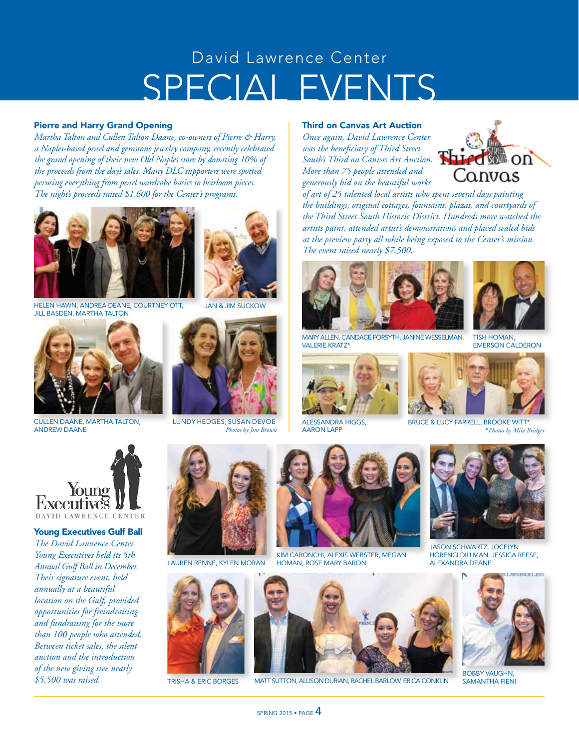David Lawrence Center

# SPECIAL EVENTS

## Pierre and Harry Grand Opening

*Martha Talton and Cullen Talton Daane, co-owners of Pierre & Harry, a Naples-based pearl and gemstone jewelry company, recently celebrated the grand opening of their new Old Naples store by donating 10% of the proceeds from the day's sales. Many DLC supporters were spotted perusing everything from pearl wardrobe basics to heirloom pieces. The night's proceeds raised $1,600 for the Center's programs.*

HELEN HAWN, ANDREA DEANE, COURTNEY OTT, JILL BASDEN, MARTHA TALTON

JAN & JIM SUCKOW

CULLEN DAANE, MARTHA TALTON, ANDREW DAANE

LUNDY HEDGES, SUSAN DEVOE

*Photos by Jim Brown*

## Third on Canvas Art Auction

*Once again, David Lawrence Center was the beneficiary of Third Street South's Third on Canvas Art Auction. More than 75 people attended and generously bid on the beautiful works of art of 25 talented local artists who spent several days painting the buildings, original cottages, fountains, plazas, and courtyards of the Third Street South Historic District. Hundreds more watched the artists paint, attended artist's demonstrations and placed sealed bids at the preview party all while being exposed to the Center's mission. The event raised nearly $7,500.*

MARY ALLEN, CANDACE FORSYTH, JANINE WESSELMAN, VALERIE KRATZ*

TISH HOMAN, EMERSON CALDERON

ALESSANDRA HIGGS, AARON LAPP

BRUCE & LUCY FARRELL, BROOKE WITT*

*\*Photos by Mila Bridger*

## Young Executives Gulf Ball

*The David Lawrence Center Young Executives held its 5th Annual Gulf Ball in December. Their signature event, held annually at a beautiful location on the Gulf, provided opportunities for freindraising and fundraising for the more than 100 people who attended. Between ticket sales, the silent auction and the introduction of the new giving tree nearly $5,500 was raised.*

LAUREN RENNE, KYLEN MORAN

KIM CARONCHI, ALEXIS WEBSTER, MEGAN HOMAN, ROSE MARY BARON

JASON SCHWARTZ, JOCELYN HORENCI DILLMAN, JESSICA REESE, ALEXANDRA DEANE

TRISHA & ERIC BORGES

MATT SUTTON, ALLISON DURIAN, RACHEL BARLOW, ERICA CONKLIN

BOBBY VAUGHN, SAMANTHA FIENI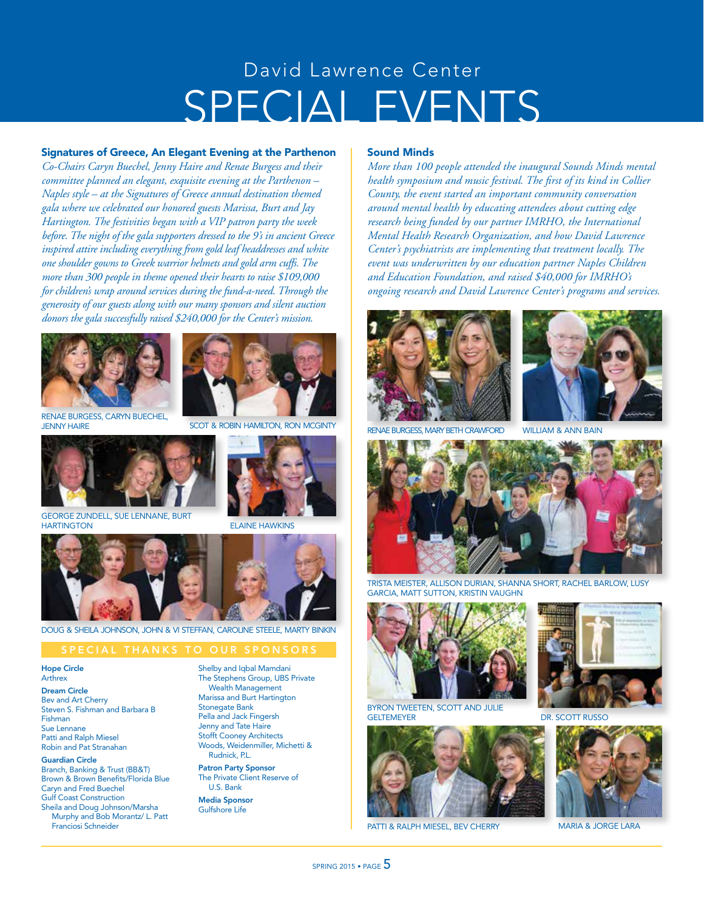David Lawrence Center

# SPECIAL EVENTS

## Signatures of Greece, An Elegant Evening at the Parthenon

*Co-Chairs Caryn Buechel, Jenny Haire and Renae Burgess and their committee planned an elegant, exquisite evening at the Parthenon – Naples style – at the Signatures of Greece annual destination themed gala where we celebrated our honored guests Marissa, Burt and Jay Hartington. The festivities began with a VIP patron party the week before. The night of the gala supporters dressed to the 9's in ancient Greece inspired attire including everything from gold leaf headdresses and white one shoulder gowns to Greek warrior helmets and gold arm cuffs. The more than 300 people in theme opened their hearts to raise $109,000 for children's wrap around services during the fund-a-need. Through the generosity of our guests along with our many sponsors and silent auction donors the gala successfully raised $240,000 for the Center's mission.*

RENAE BURGESS, CARYN BUECHEL, JENNY HAIRE

SCOT & ROBIN HAMILTON, RON MCGINTY

GEORGE ZUNDELL, SUE LENNANE, BURT HARTINGTON

ELAINE HAWKINS

DOUG & SHEILA JOHNSON, JOHN & VI STEFFAN, CAROLINE STEELE, MARTY BINKIN

### SPECIAL THANKS TO OUR SPONSORS

**Hope Circle**
Arthrex

**Dream Circle**
Bev and Art Cherry
Steven S. Fishman and Barbara B Fishman
Sue Lennane
Patti and Ralph Miesel
Robin and Pat Stranahan

**Guardian Circle**
Branch, Banking & Trust (BB&T)
Brown & Brown Benefits/Florida Blue
Caryn and Fred Buechel
Gulf Coast Construction
Sheila and Doug Johnson/Marsha Murphy and Bob Morantz/ L. Patt Franciosi Schneider
Shelby and Iqbal Mamdani
The Stephens Group, UBS Private Wealth Management
Marissa and Burt Hartington
Stonegate Bank
Pella and Jack Fingersh
Jenny and Tate Haire
Stofft Cooney Architects
Woods, Weidenmiller, Michetti & Rudnick, P.L.

**Patron Party Sponsor**
The Private Client Reserve of U.S. Bank

**Media Sponsor**
Gulfshore Life

## Sound Minds

*More than 100 people attended the inaugural Sounds Minds mental health symposium and music festival. The first of its kind in Collier County, the event started an important community conversation around mental health by educating attendees about cutting edge research being funded by our partner IMRHO, the International Mental Health Research Organization, and how David Lawrence Center's psychiatrists are implementing that treatment locally. The event was underwritten by our education partner Naples Children and Education Foundation, and raised $40,000 for IMRHO's ongoing research and David Lawrence Center's programs and services.*

RENAE BURGESS, MARY BETH CRAWFORD

WILLIAM & ANN BAIN

TRISTA MEISTER, ALLISON DURIAN, SHANNA SHORT, RACHEL BARLOW, LUSY GARCIA, MATT SUTTON, KRISTIN VAUGHN

BYRON TWEETEN, SCOTT AND JULIE GELTEMEYER

DR. SCOTT RUSSO

PATTI & RALPH MIESEL, BEV CHERRY

MARIA & JORGE LARA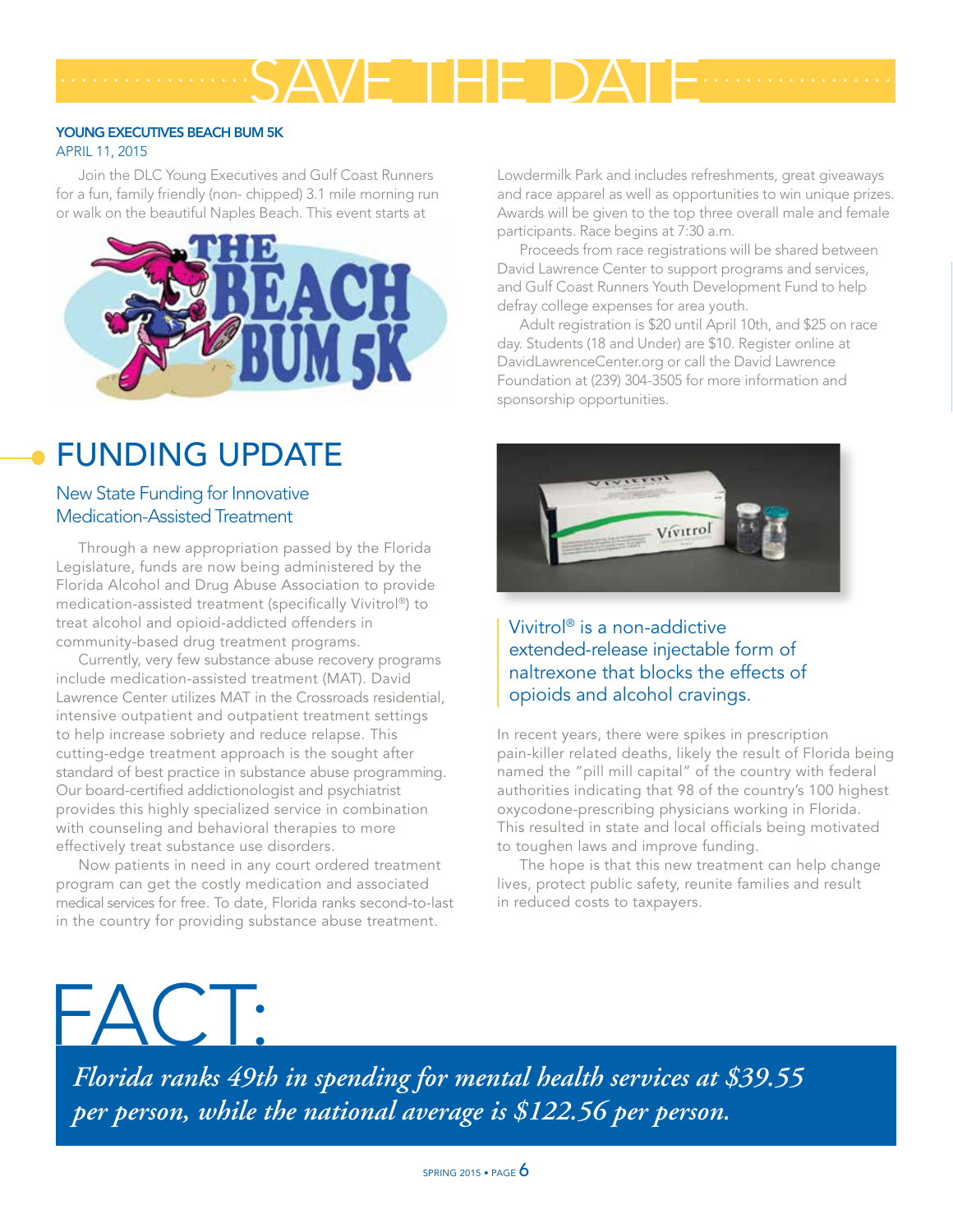# SAVE THE DATE

### YOUNG EXECUTIVES BEACH BUM 5K

APRIL 11, 2015

Join the DLC Young Executives and Gulf Coast Runners for a fun, family friendly (non- chipped) 3.1 mile morning run or walk on the beautiful Naples Beach. This event starts at Lowdermilk Park and includes refreshments, great giveaways and race apparel as well as opportunities to win unique prizes. Awards will be given to the top three overall male and female participants. Race begins at 7:30 a.m.

Proceeds from race registrations will be shared between David Lawrence Center to support programs and services, and Gulf Coast Runners Youth Development Fund to help defray college expenses for area youth.

Adult registration is $20 until April 10th, and $25 on race day. Students (18 and Under) are $10. Register online at DavidLawrenceCenter.org or call the David Lawrence Foundation at (239) 304-3505 for more information and sponsorship opportunities.

# FUNDING UPDATE

## New State Funding for Innovative Medication-Assisted Treatment

Through a new appropriation passed by the Florida Legislature, funds are now being administered by the Florida Alcohol and Drug Abuse Association to provide medication-assisted treatment (specifically Vivitrol®) to treat alcohol and opioid-addicted offenders in community-based drug treatment programs.

Currently, very few substance abuse recovery programs include medication-assisted treatment (MAT). David Lawrence Center utilizes MAT in the Crossroads residential, intensive outpatient and outpatient treatment settings to help increase sobriety and reduce relapse. This cutting-edge treatment approach is the sought after standard of best practice in substance abuse programming. Our board-certified addictionologist and psychiatrist provides this highly specialized service in combination with counseling and behavioral therapies to more effectively treat substance use disorders.

Now patients in need in any court ordered treatment program can get the costly medication and associated medical services for free. To date, Florida ranks second-to-last in the country for providing substance abuse treatment.

> Vivitrol® is a non-addictive extended-release injectable form of naltrexone that blocks the effects of opioids and alcohol cravings.

In recent years, there were spikes in prescription pain-killer related deaths, likely the result of Florida being named the "pill mill capital" of the country with federal authorities indicating that 98 of the country's 100 highest oxycodone-prescribing physicians working in Florida. This resulted in state and local officials being motivated to toughen laws and improve funding.

The hope is that this new treatment can help change lives, protect public safety, reunite families and result in reduced costs to taxpayers.

# FACT:

***Florida ranks 49th in spending for mental health services at $39.55 per person, while the national average is $122.56 per person.***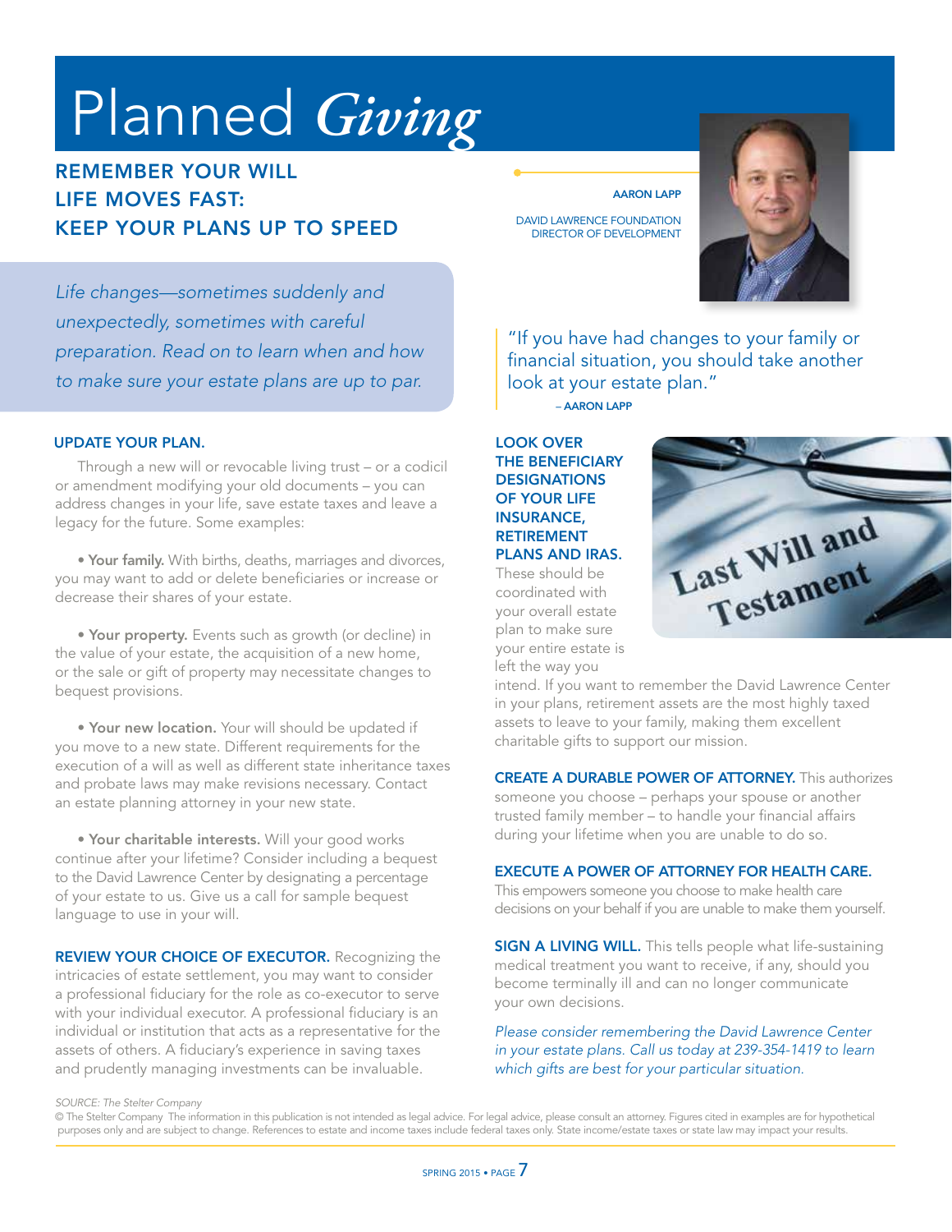# Planned *Giving*

## REMEMBER YOUR WILL
## LIFE MOVES FAST: KEEP YOUR PLANS UP TO SPEED

*Life changes—sometimes suddenly and unexpectedly, sometimes with careful preparation. Read on to learn when and how to make sure your estate plans are up to par.*

AARON LAPP
DAVID LAWRENCE FOUNDATION
DIRECTOR OF DEVELOPMENT

> "If you have had changes to your family or financial situation, you should take another look at your estate plan."
> – AARON LAPP

**UPDATE YOUR PLAN.**

Through a new will or revocable living trust – or a codicil or amendment modifying your old documents – you can address changes in your life, save estate taxes and leave a legacy for the future. Some examples:

- **Your family.** With births, deaths, marriages and divorces, you may want to add or delete beneficiaries or increase or decrease their shares of your estate.

- **Your property.** Events such as growth (or decline) in the value of your estate, the acquisition of a new home, or the sale or gift of property may necessitate changes to bequest provisions.

- **Your new location.** Your will should be updated if you move to a new state. Different requirements for the execution of a will as well as different state inheritance taxes and probate laws may make revisions necessary. Contact an estate planning attorney in your new state.

- **Your charitable interests.** Will your good works continue after your lifetime? Consider including a bequest to the David Lawrence Center by designating a percentage of your estate to us. Give us a call for sample bequest language to use in your will.

**REVIEW YOUR CHOICE OF EXECUTOR.** Recognizing the intricacies of estate settlement, you may want to consider a professional fiduciary for the role as co-executor to serve with your individual executor. A professional fiduciary is an individual or institution that acts as a representative for the assets of others. A fiduciary's experience in saving taxes and prudently managing investments can be invaluable.

**LOOK OVER THE BENEFICIARY DESIGNATIONS OF YOUR LIFE INSURANCE, RETIREMENT PLANS AND IRAS.** These should be coordinated with your overall estate plan to make sure your entire estate is left the way you intend. If you want to remember the David Lawrence Center in your plans, retirement assets are the most highly taxed assets to leave to your family, making them excellent charitable gifts to support our mission.

**CREATE A DURABLE POWER OF ATTORNEY.** This authorizes someone you choose – perhaps your spouse or another trusted family member – to handle your financial affairs during your lifetime when you are unable to do so.

**EXECUTE A POWER OF ATTORNEY FOR HEALTH CARE.** This empowers someone you choose to make health care decisions on your behalf if you are unable to make them yourself.

**SIGN A LIVING WILL.** This tells people what life-sustaining medical treatment you want to receive, if any, should you become terminally ill and can no longer communicate your own decisions.

*Please consider remembering the David Lawrence Center in your estate plans. Call us today at 239-354-1419 to learn which gifts are best for your particular situation.*

*SOURCE: The Stelter Company*

© The Stelter Company The information in this publication is not intended as legal advice. For legal advice, please consult an attorney. Figures cited in examples are for hypothetical purposes only and are subject to change. References to estate and income taxes include federal taxes only. State income/estate taxes or state law may impact your results.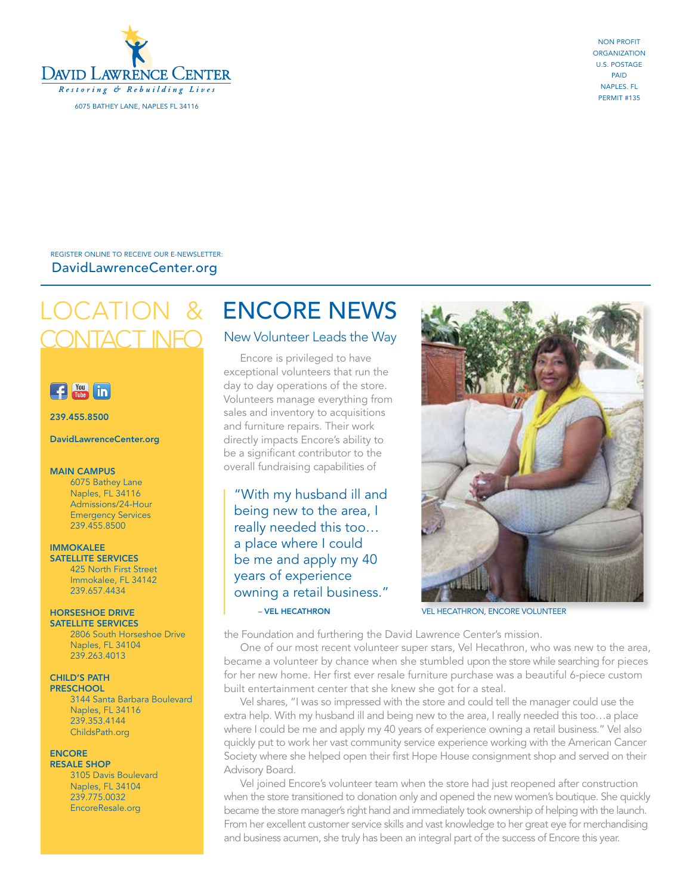DAVID LAWRENCE CENTER

*Restoring & Rebuilding Lives*

6075 BATHEY LANE, NAPLES FL 34116

NON PROFIT ORGANIZATION
U.S. POSTAGE
PAID
NAPLES. FL
PERMIT #135

REGISTER ONLINE TO RECEIVE OUR E-NEWSLETTER:

DavidLawrenceCenter.org

## LOCATION & CONTACT INFO

**239.455.8500**

**DavidLawrenceCenter.org**

**MAIN CAMPUS**
6075 Bathey Lane
Naples, FL 34116
Admissions/24-Hour Emergency Services
239.455.8500

**IMMOKALEE SATELLITE SERVICES**
425 North First Street
Immokalee, FL 34142
239.657.4434

**HORSESHOE DRIVE SATELLITE SERVICES**
2806 South Horseshoe Drive
Naples, FL 34104
239.263.4013

**CHILD'S PATH PRESCHOOL**
3144 Santa Barbara Boulevard
Naples, FL 34116
239.353.4144
ChildsPath.org

**ENCORE RESALE SHOP**
3105 Davis Boulevard
Naples, FL 34104
239.775.0032
EncoreResale.org

# ENCORE NEWS

## New Volunteer Leads the Way

Encore is privileged to have exceptional volunteers that run the day to day operations of the store. Volunteers manage everything from sales and inventory to acquisitions and furniture repairs. Their work directly impacts Encore's ability to be a significant contributor to the overall fundraising capabilities of the Foundation and furthering the David Lawrence Center's mission.

> "With my husband ill and being new to the area, I really needed this too… a place where I could be me and apply my 40 years of experience owning a retail business."
>
> – **VEL HECATHRON**

VEL HECATHRON, ENCORE VOLUNTEER

One of our most recent volunteer super stars, Vel Hecathron, who was new to the area, became a volunteer by chance when she stumbled upon the store while searching for pieces for her new home. Her first ever resale furniture purchase was a beautiful 6-piece custom built entertainment center that she knew she got for a steal.

Vel shares, "I was so impressed with the store and could tell the manager could use the extra help. With my husband ill and being new to the area, I really needed this too…a place where I could be me and apply my 40 years of experience owning a retail business." Vel also quickly put to work her vast community service experience working with the American Cancer Society where she helped open their first Hope House consignment shop and served on their Advisory Board.

Vel joined Encore's volunteer team when the store had just reopened after construction when the store transitioned to donation only and opened the new women's boutique. She quickly became the store manager's right hand and immediately took ownership of helping with the launch. From her excellent customer service skills and vast knowledge to her great eye for merchandising and business acumen, she truly has been an integral part of the success of Encore this year.